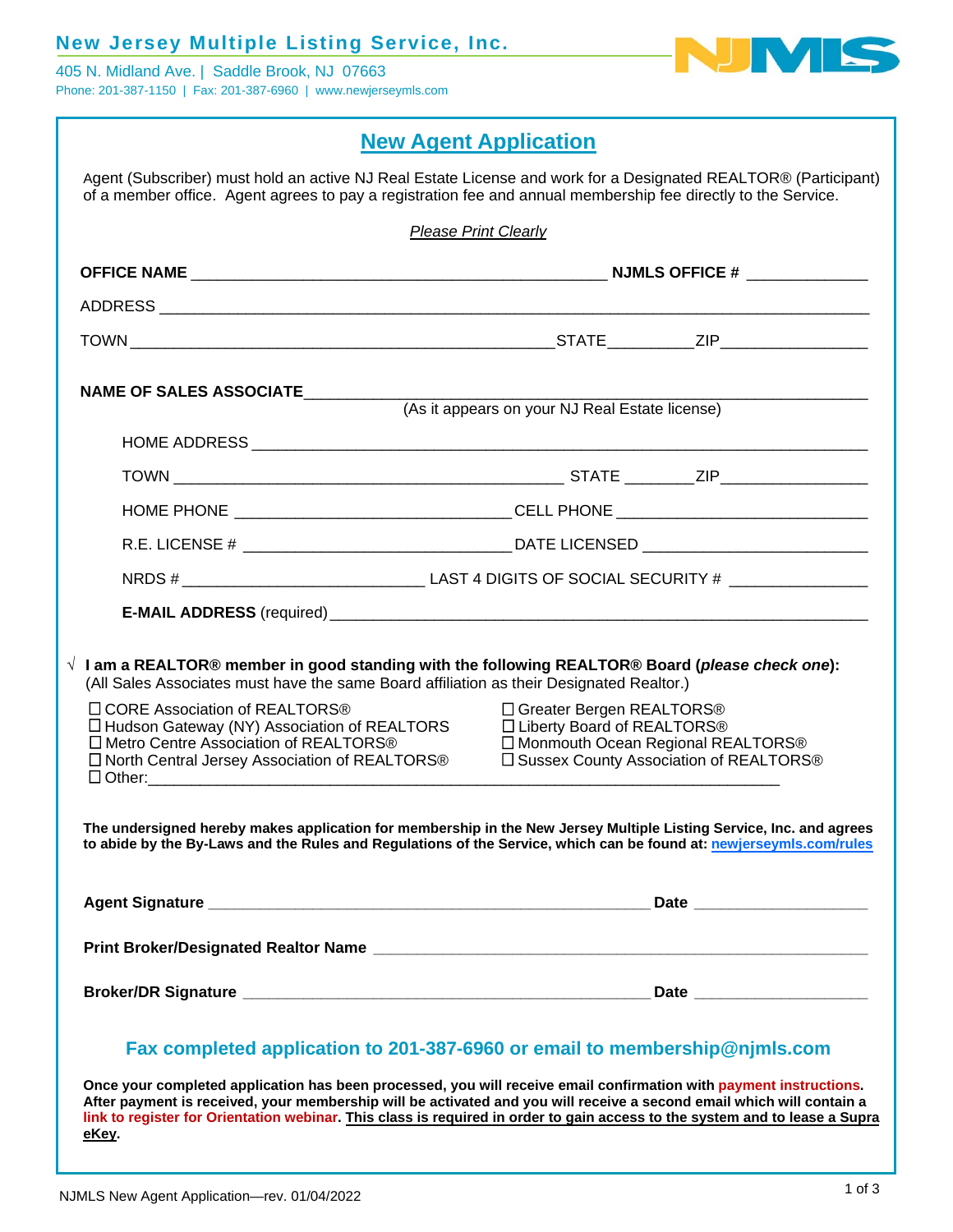**New Jersey Multiple Listing Service, Inc.**

405 N. Midland Ave. | Saddle Brook, NJ 07663

Phone: 201-387-1150 | Fax: 201-387-6960 | www.newjerseymls.com

# New Agent Application

Agent (Subscriber) must hold an active NJ Real Estate License and work for a Designated REALTOR® (Participant) of a member office. Agent agrees to pay a registration fee and annual membership fee directly to the Service.

*Please Print Clearly*

**OFFICE NAME** ________________________________________________ **NJMLS OFFICE #** _____________

ADDRESS ___________________________________________________________________________________

TOWN _________________________________________________STATE_________ZIP________________

**NAME OF SALES ASSOCIATE**______________________________________________________________
(As it appears on your NJ Real Estate license)

HOME ADDRESS _______________________________________________________________________

TOWN ____________________________________________ STATE _______ZIP________________

HOME PHONE _______________________________CELL PHONE ____________________________

R.E. LICENSE # ______________________________ DATE LICENSED _________________________

NRDS # ___________________________ LAST 4 DIGITS OF SOCIAL SECURITY # _______________

**E-MAIL ADDRESS** (required) _______________________________________________________________

√ **I am a REALTOR® member in good standing with the following REALTOR® Board (*please check one*):**
(All Sales Associates must have the same Board affiliation as their Designated Realtor.)

- ☐ CORE Association of REALTORS®
- ☐ Hudson Gateway (NY) Association of REALTORS
- ☐ Metro Centre Association of REALTORS®
- ☐ North Central Jersey Association of REALTORS®
- ☐ Greater Bergen REALTORS®
- ☐ Liberty Board of REALTORS®
- ☐ Monmouth Ocean Regional REALTORS®
- ☐ Sussex County Association of REALTORS®
- ☐ Other:_____________________________________________________________________________

**The undersigned hereby makes application for membership in the New Jersey Multiple Listing Service, Inc. and agrees to abide by the By-Laws and the Rules and Regulations of the Service, which can be found at: newjerseymls.com/rules**

**Agent Signature** __________________________________________________ **Date** ___________________

**Print Broker/Designated Realtor Name** ______________________________________________________

**Broker/DR Signature** ______________________________________________ **Date** ___________________

**Fax completed application to 201-387-6960 or email to membership@njmls.com**

**Once your completed application has been processed, you will receive email confirmation with payment instructions. After payment is received, your membership will be activated and you will receive a second email which will contain a link to register for Orientation webinar. This class is required in order to gain access to the system and to lease a Supra eKey.**

NJMLS New Agent Application—rev. 01/04/2022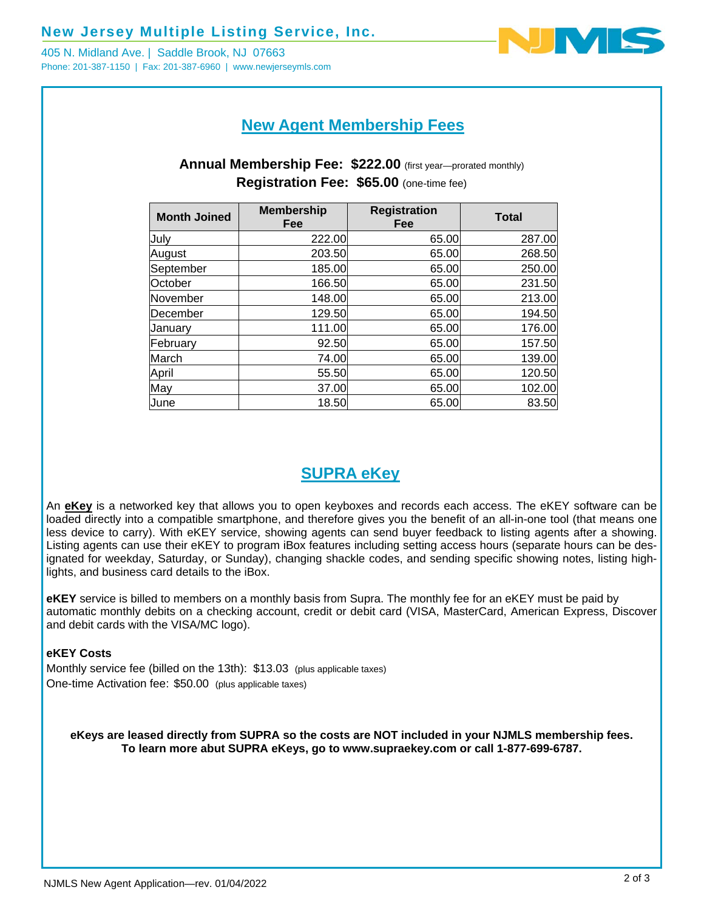**New Jersey Multiple Listing Service, Inc.**

405 N. Midland Ave. | Saddle Brook, NJ 07663
Phone: 201-387-1150 | Fax: 201-387-6960 | www.newjerseymls.com

## New Agent Membership Fees

**Annual Membership Fee: $222.00** (first year—prorated monthly)
**Registration Fee: $65.00** (one-time fee)

| Month Joined | Membership Fee | Registration Fee | Total |
|---|---|---|---|
| July | 222.00 | 65.00 | 287.00 |
| August | 203.50 | 65.00 | 268.50 |
| September | 185.00 | 65.00 | 250.00 |
| October | 166.50 | 65.00 | 231.50 |
| November | 148.00 | 65.00 | 213.00 |
| December | 129.50 | 65.00 | 194.50 |
| January | 111.00 | 65.00 | 176.00 |
| February | 92.50 | 65.00 | 157.50 |
| March | 74.00 | 65.00 | 139.00 |
| April | 55.50 | 65.00 | 120.50 |
| May | 37.00 | 65.00 | 102.00 |
| June | 18.50 | 65.00 | 83.50 |

## SUPRA eKey

An **eKey** is a networked key that allows you to open keyboxes and records each access. The eKEY software can be loaded directly into a compatible smartphone, and therefore gives you the benefit of an all-in-one tool (that means one less device to carry). With eKEY service, showing agents can send buyer feedback to listing agents after a showing. Listing agents can use their eKEY to program iBox features including setting access hours (separate hours can be designated for weekday, Saturday, or Sunday), changing shackle codes, and sending specific showing notes, listing highlights, and business card details to the iBox.

**eKEY** service is billed to members on a monthly basis from Supra. The monthly fee for an eKEY must be paid by automatic monthly debits on a checking account, credit or debit card (VISA, MasterCard, American Express, Discover and debit cards with the VISA/MC logo).

**eKEY Costs**
Monthly service fee (billed on the 13th): $13.03 (plus applicable taxes)
One-time Activation fee: $50.00 (plus applicable taxes)

**eKeys are leased directly from SUPRA so the costs are NOT included in your NJMLS membership fees. To learn more abut SUPRA eKeys, go to www.supraekey.com or call 1-877-699-6787.**

NJMLS New Agent Application—rev. 01/04/2022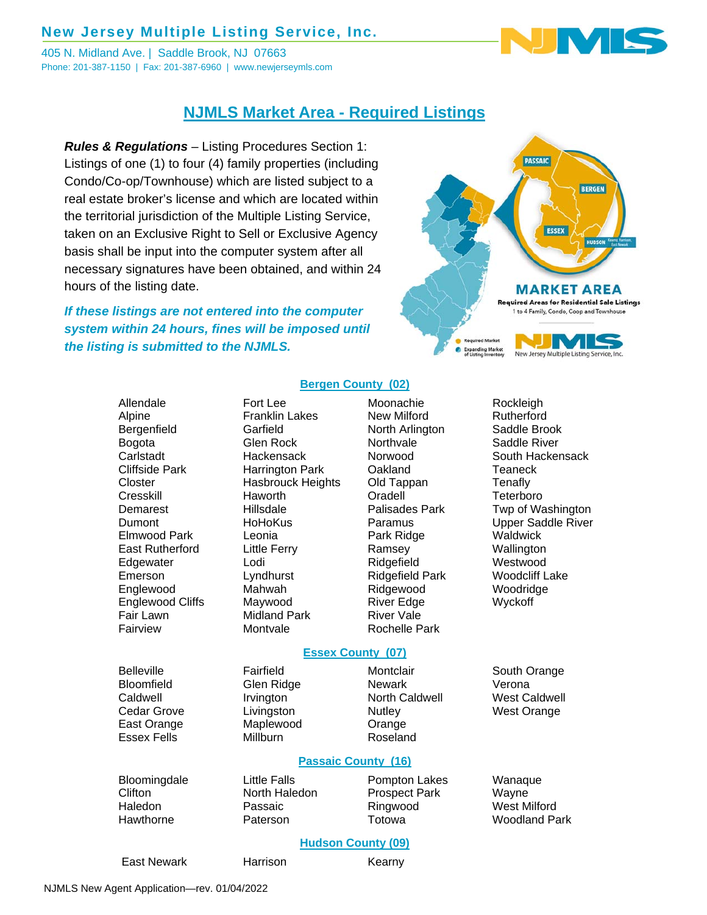**New Jersey Multiple Listing Service, Inc.**

405 N. Midland Ave. | Saddle Brook, NJ 07663
Phone: 201-387-1150 | Fax: 201-387-6960 | www.newjerseymls.com

# NJMLS Market Area - Required Listings

***Rules & Regulations*** – Listing Procedures Section 1: Listings of one (1) to four (4) family properties (including Condo/Co-op/Townhouse) which are listed subject to a real estate broker's license and which are located within the territorial jurisdiction of the Multiple Listing Service, taken on an Exclusive Right to Sell or Exclusive Agency basis shall be input into the computer system after all necessary signatures have been obtained, and within 24 hours of the listing date.

***If these listings are not entered into the computer system within 24 hours, fines will be imposed until the listing is submitted to the NJMLS.***

PASSAIC
BERGEN
ESSEX
HUDSON Kearny, Harrison, East Newark
MARKET AREA
Required Areas for Residential Sale Listings
1 to 4 Family, Condo, Coop and Townhouse
Required Market
Expanding Market of Listing Inventory
NJMLS New Jersey Multiple Listing Service, Inc.

## Bergen County (02)

Allendale
Alpine
Bergenfield
Bogota
Carlstadt
Cliffside Park
Closter
Cresskill
Demarest
Dumont
Elmwood Park
East Rutherford
Edgewater
Emerson
Englewood
Englewood Cliffs
Fair Lawn
Fairview
Fort Lee
Franklin Lakes
Garfield
Glen Rock
Hackensack
Harrington Park
Hasbrouck Heights
Haworth
Hillsdale
HoHoKus
Leonia
Little Ferry
Lodi
Lyndhurst
Mahwah
Maywood
Midland Park
Montvale
Moonachie
New Milford
North Arlington
Northvale
Norwood
Oakland
Old Tappan
Oradell
Palisades Park
Paramus
Park Ridge
Ramsey
Ridgefield
Ridgefield Park
Ridgewood
River Edge
River Vale
Rochelle Park
Rockleigh
Rutherford
Saddle Brook
Saddle River
South Hackensack
Teaneck
Tenafly
Teterboro
Twp of Washington
Upper Saddle River
Waldwick
Wallington
Westwood
Woodcliff Lake
Woodridge
Wyckoff

## Essex County (07)

Belleville
Bloomfield
Caldwell
Cedar Grove
East Orange
Essex Fells
Fairfield
Glen Ridge
Irvington
Livingston
Maplewood
Millburn
Montclair
Newark
North Caldwell
Nutley
Orange
Roseland
South Orange
Verona
West Caldwell
West Orange

## Passaic County (16)

Bloomingdale
Clifton
Haledon
Hawthorne
Little Falls
North Haledon
Passaic
Paterson
Pompton Lakes
Prospect Park
Ringwood
Totowa
Wanaque
Wayne
West Milford
Woodland Park

## Hudson County (09)

East Newark
Harrison
Kearny

NJMLS New Agent Application—rev. 01/04/2022